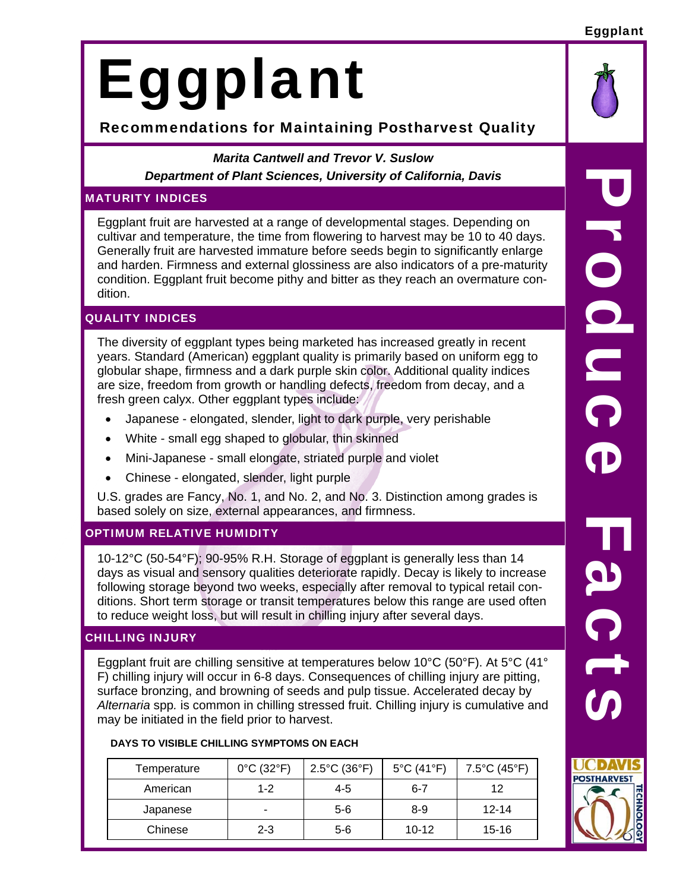# Eggplant

## Recommendations for Maintaining Postharvest Quality

***Marita Cantwell and Trevor V. Suslow***
***Department of Plant Sciences, University of California, Davis***

### MATURITY INDICES

Eggplant fruit are harvested at a range of developmental stages. Depending on cultivar and temperature, the time from flowering to harvest may be 10 to 40 days. Generally fruit are harvested immature before seeds begin to significantly enlarge and harden. Firmness and external glossiness are also indicators of a pre-maturity condition. Eggplant fruit become pithy and bitter as they reach an overmature condition.

### QUALITY INDICES

The diversity of eggplant types being marketed has increased greatly in recent years. Standard (American) eggplant quality is primarily based on uniform egg to globular shape, firmness and a dark purple skin color. Additional quality indices are size, freedom from growth or handling defects, freedom from decay, and a fresh green calyx. Other eggplant types include:

- Japanese - elongated, slender, light to dark purple, very perishable
- White - small egg shaped to globular, thin skinned
- Mini-Japanese - small elongate, striated purple and violet
- Chinese - elongated, slender, light purple

U.S. grades are Fancy, No. 1, and No. 2, and No. 3. Distinction among grades is based solely on size, external appearances, and firmness.

### OPTIMUM RELATIVE HUMIDITY

10-12°C (50-54°F); 90-95% R.H. Storage of eggplant is generally less than 14 days as visual and sensory qualities deteriorate rapidly. Decay is likely to increase following storage beyond two weeks, especially after removal to typical retail conditions. Short term storage or transit temperatures below this range are used often to reduce weight loss, but will result in chilling injury after several days.

### CHILLING INJURY

Eggplant fruit are chilling sensitive at temperatures below 10°C (50°F). At 5°C (41° F) chilling injury will occur in 6-8 days. Consequences of chilling injury are pitting, surface bronzing, and browning of seeds and pulp tissue. Accelerated decay by *Alternaria* spp. is common in chilling stressed fruit. Chilling injury is cumulative and may be initiated in the field prior to harvest.

**DAYS TO VISIBLE CHILLING SYMPTOMS ON EACH**

| Temperature | 0°C (32°F) | 2.5°C (36°F) | 5°C (41°F) | 7.5°C (45°F) |
|---|---|---|---|---|
| American | 1-2 | 4-5 | 6-7 | 12 |
| Japanese | - | 5-6 | 8-9 | 12-14 |
| Chinese | 2-3 | 5-6 | 10-12 | 15-16 |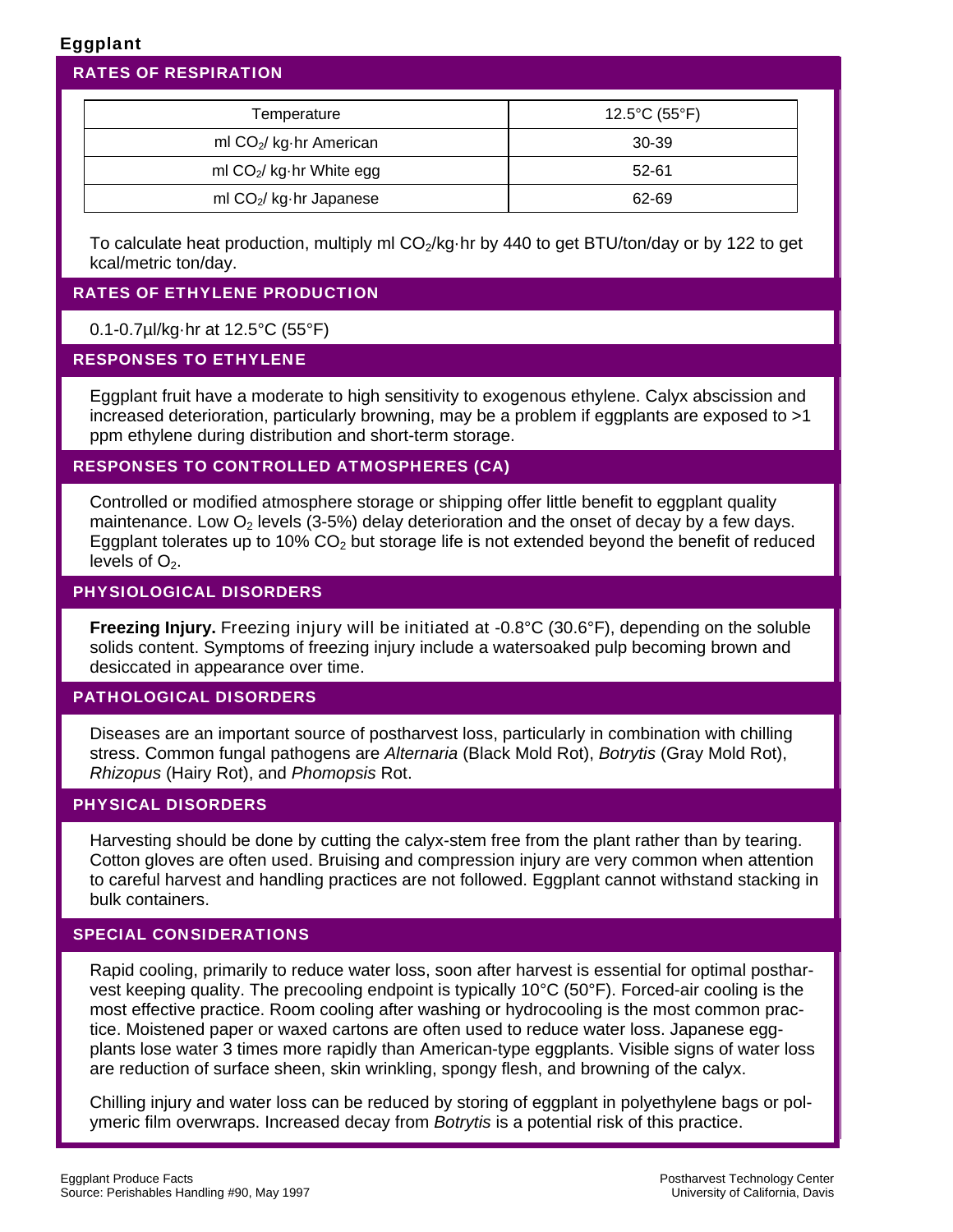# Eggplant

## RATES OF RESPIRATION

| Temperature | 12.5°C (55°F) |
| --- | --- |
| ml $CO_2$/ kg·hr American | 30-39 |
| ml $CO_2$/ kg·hr White egg | 52-61 |
| ml $CO_2$/ kg·hr Japanese | 62-69 |

To calculate heat production, multiply ml $CO_2$/kg·hr by 440 to get BTU/ton/day or by 122 to get kcal/metric ton/day.

## RATES OF ETHYLENE PRODUCTION

0.1-0.7µl/kg·hr at 12.5°C (55°F)

## RESPONSES TO ETHYLENE

Eggplant fruit have a moderate to high sensitivity to exogenous ethylene. Calyx abscission and increased deterioration, particularly browning, may be a problem if eggplants are exposed to >1 ppm ethylene during distribution and short-term storage.

## RESPONSES TO CONTROLLED ATMOSPHERES (CA)

Controlled or modified atmosphere storage or shipping offer little benefit to eggplant quality maintenance. Low $O_2$ levels (3-5%) delay deterioration and the onset of decay by a few days. Eggplant tolerates up to 10% $CO_2$ but storage life is not extended beyond the benefit of reduced levels of $O_2$.

## PHYSIOLOGICAL DISORDERS

**Freezing Injury.** Freezing injury will be initiated at -0.8°C (30.6°F), depending on the soluble solids content. Symptoms of freezing injury include a watersoaked pulp becoming brown and desiccated in appearance over time.

## PATHOLOGICAL DISORDERS

Diseases are an important source of postharvest loss, particularly in combination with chilling stress. Common fungal pathogens are *Alternaria* (Black Mold Rot), *Botrytis* (Gray Mold Rot), *Rhizopus* (Hairy Rot), and *Phomopsis* Rot.

## PHYSICAL DISORDERS

Harvesting should be done by cutting the calyx-stem free from the plant rather than by tearing. Cotton gloves are often used. Bruising and compression injury are very common when attention to careful harvest and handling practices are not followed. Eggplant cannot withstand stacking in bulk containers.

## SPECIAL CONSIDERATIONS

Rapid cooling, primarily to reduce water loss, soon after harvest is essential for optimal postharvest keeping quality. The precooling endpoint is typically 10°C (50°F). Forced-air cooling is the most effective practice. Room cooling after washing or hydrocooling is the most common practice. Moistened paper or waxed cartons are often used to reduce water loss. Japanese eggplants lose water 3 times more rapidly than American-type eggplants. Visible signs of water loss are reduction of surface sheen, skin wrinkling, spongy flesh, and browning of the calyx.

Chilling injury and water loss can be reduced by storing of eggplant in polyethylene bags or polymeric film overwraps. Increased decay from *Botrytis* is a potential risk of this practice.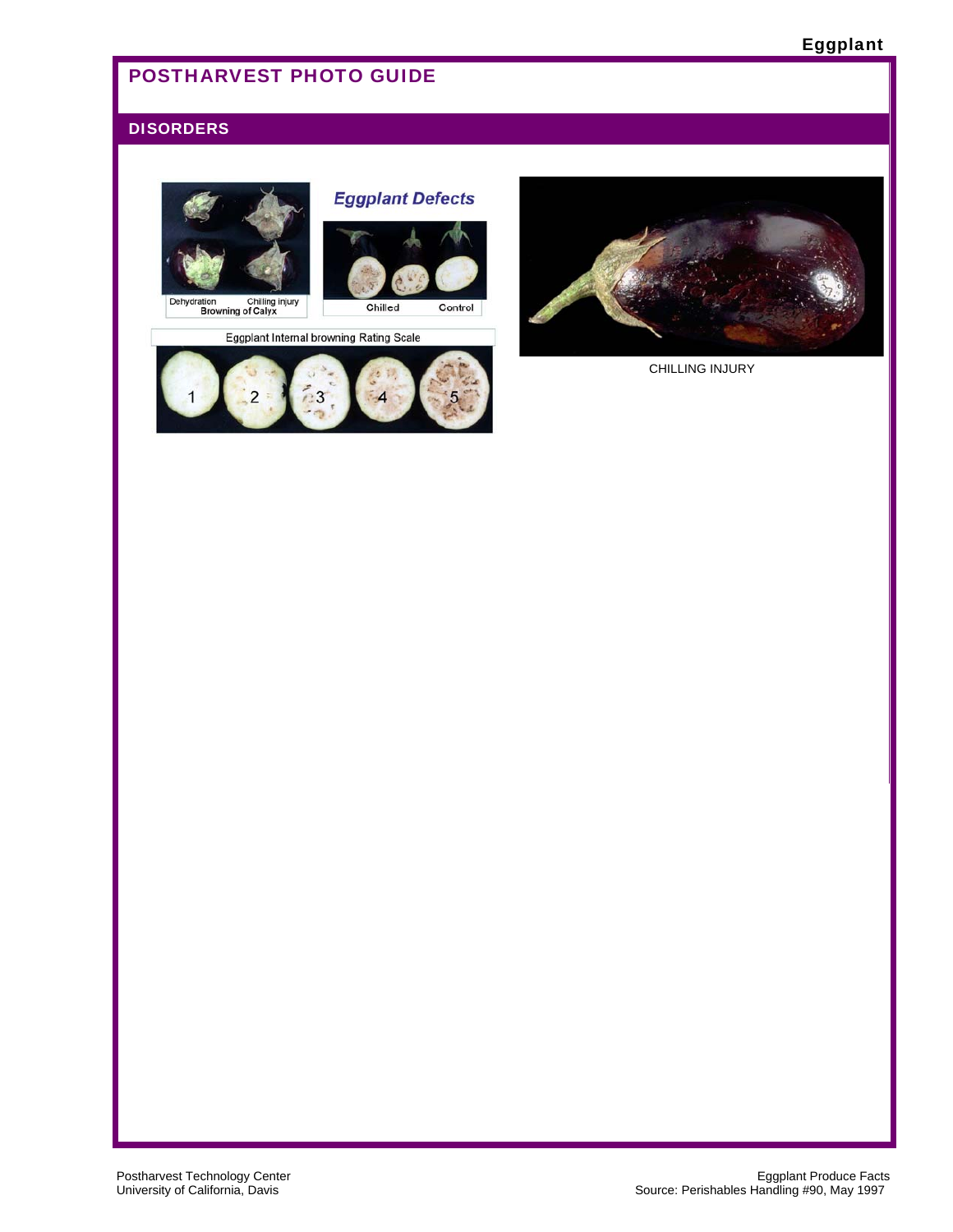# POSTHARVEST PHOTO GUIDE

## DISORDERS

Eggplant Defects

Dehydration Chilling injury
Browning of Calyx

Chilled Control

Eggplant Internal browning Rating Scale

1 2 3 4 5

CHILLING INJURY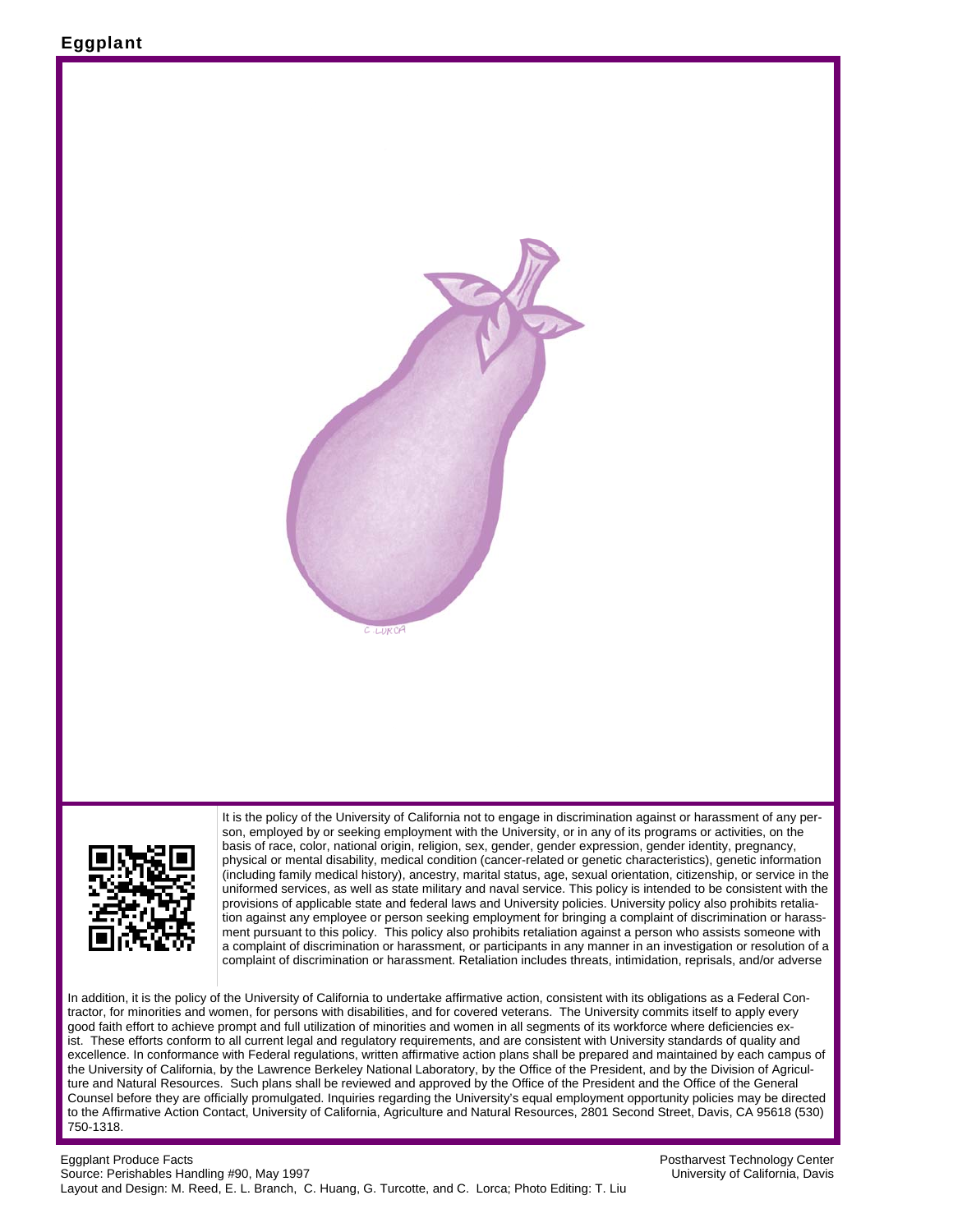## Eggplant

It is the policy of the University of California not to engage in discrimination against or harassment of any person, employed by or seeking employment with the University, or in any of its programs or activities, on the basis of race, color, national origin, religion, sex, gender, gender expression, gender identity, pregnancy, physical or mental disability, medical condition (cancer-related or genetic characteristics), genetic information (including family medical history), ancestry, marital status, age, sexual orientation, citizenship, or service in the uniformed services, as well as state military and naval service. This policy is intended to be consistent with the provisions of applicable state and federal laws and University policies. University policy also prohibits retaliation against any employee or person seeking employment for bringing a complaint of discrimination or harassment pursuant to this policy. This policy also prohibits retaliation against a person who assists someone with a complaint of discrimination or harassment, or participants in any manner in an investigation or resolution of a complaint of discrimination or harassment. Retaliation includes threats, intimidation, reprisals, and/or adverse

In addition, it is the policy of the University of California to undertake affirmative action, consistent with its obligations as a Federal Contractor, for minorities and women, for persons with disabilities, and for covered veterans. The University commits itself to apply every good faith effort to achieve prompt and full utilization of minorities and women in all segments of its workforce where deficiencies exist. These efforts conform to all current legal and regulatory requirements, and are consistent with University standards of quality and excellence. In conformance with Federal regulations, written affirmative action plans shall be prepared and maintained by each campus of the University of California, by the Lawrence Berkeley National Laboratory, by the Office of the President, and by the Division of Agriculture and Natural Resources. Such plans shall be reviewed and approved by the Office of the President and the Office of the General Counsel before they are officially promulgated. Inquiries regarding the University's equal employment opportunity policies may be directed to the Affirmative Action Contact, University of California, Agriculture and Natural Resources, 2801 Second Street, Davis, CA 95618 (530) 750-1318.

Eggplant Produce Facts
Source: Perishables Handling #90, May 1997
Layout and Design: M. Reed, E. L. Branch, C. Huang, G. Turcotte, and C. Lorca; Photo Editing: T. Liu

Postharvest Technology Center
University of California, Davis